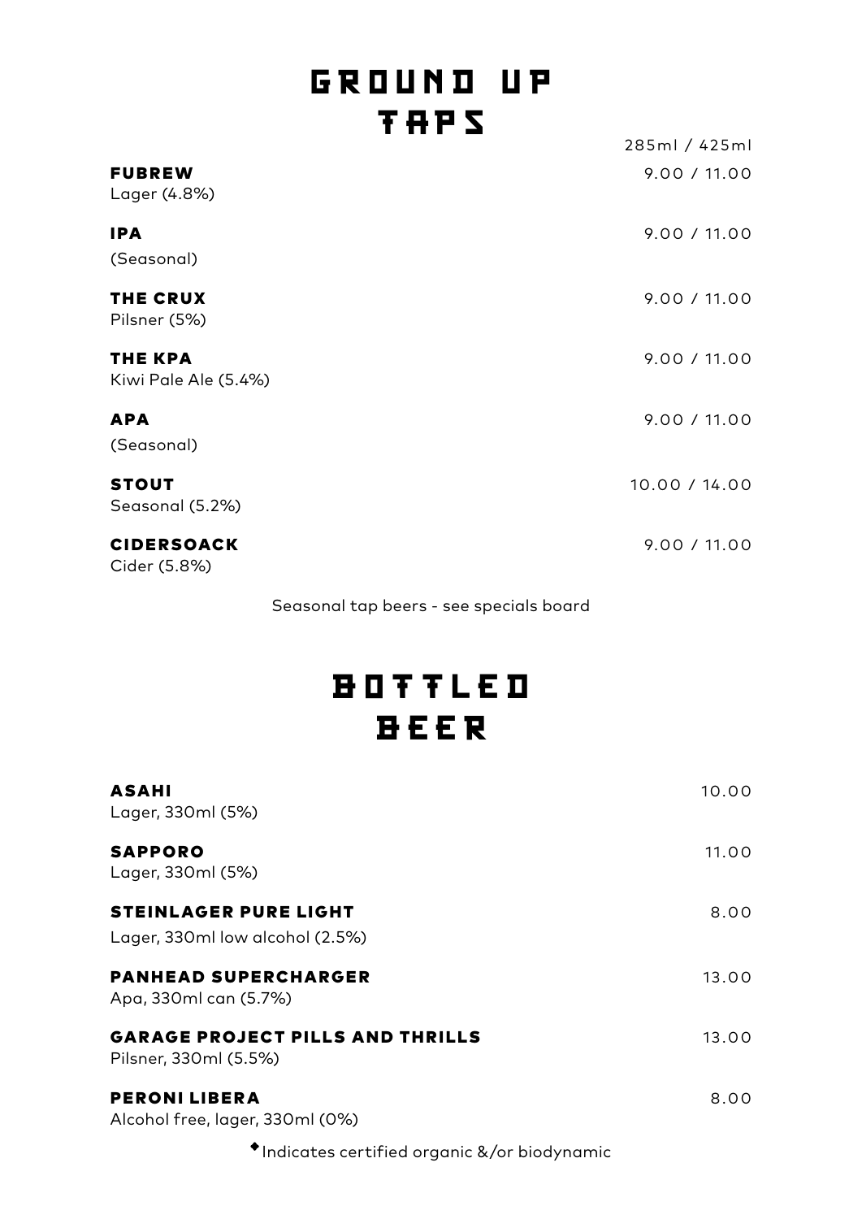# GROUND UP TAPS

285ml / 425ml

**FUBREW** 9.00 / 11.00
Lager (4.8%)

**IPA** 9.00 / 11.00
(Seasonal)

**THE CRUX** 9.00 / 11.00
Pilsner (5%)

**THE KPA** 9.00 / 11.00
Kiwi Pale Ale (5.4%)

**APA** 9.00 / 11.00
(Seasonal)

**STOUT** 10.00 / 14.00
Seasonal (5.2%)

**CIDERSOACK** 9.00 / 11.00
Cider (5.8%)

Seasonal tap beers - see specials board

# BOTTLED BEER

**ASAHI** 10.00
Lager, 330ml (5%)

**SAPPORO** 11.00
Lager, 330ml (5%)

**STEINLAGER PURE LIGHT** 8.00
Lager, 330ml low alcohol (2.5%)

**PANHEAD SUPERCHARGER** 13.00
Apa, 330ml can (5.7%)

**GARAGE PROJECT PILLS AND THRILLS** 13.00
Pilsner, 330ml (5.5%)

**PERONI LIBERA** 8.00
Alcohol free, lager, 330ml (0%)

◆Indicates certified organic &/or biodynamic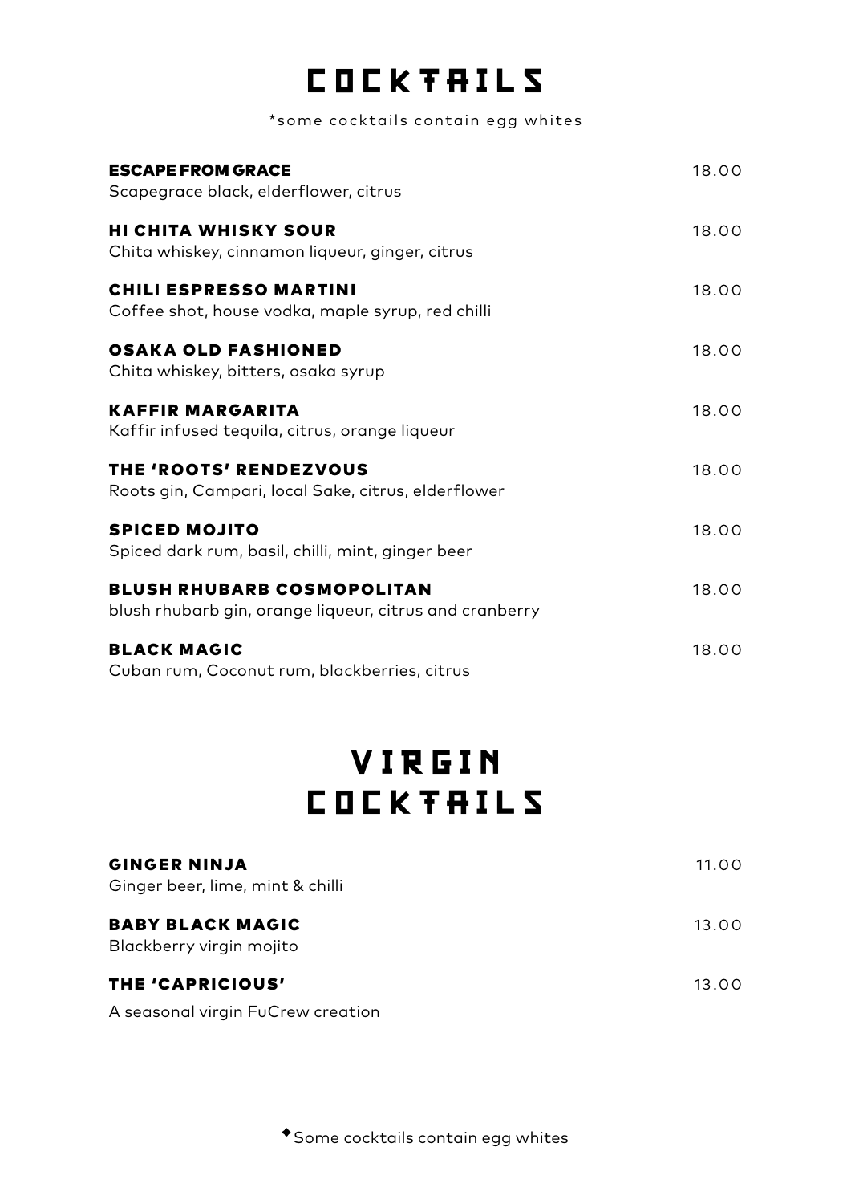# COCKTAILS

*some cocktails contain egg whites

**ESCAPE FROM GRACE** 18.00
Scapegrace black, elderflower, citrus

**HI CHITA WHISKY SOUR** 18.00
Chita whiskey, cinnamon liqueur, ginger, citrus

**CHILI ESPRESSO MARTINI** 18.00
Coffee shot, house vodka, maple syrup, red chilli

**OSAKA OLD FASHIONED** 18.00
Chita whiskey, bitters, osaka syrup

**KAFFIR MARGARITA** 18.00
Kaffir infused tequila, citrus, orange liqueur

**THE 'ROOTS' RENDEZVOUS** 18.00
Roots gin, Campari, local Sake, citrus, elderflower

**SPICED MOJITO** 18.00
Spiced dark rum, basil, chilli, mint, ginger beer

**BLUSH RHUBARB COSMOPOLITAN** 18.00
blush rhubarb gin, orange liqueur, citrus and cranberry

**BLACK MAGIC** 18.00
Cuban rum, Coconut rum, blackberries, citrus

# VIRGIN COCKTAILS

**GINGER NINJA** 11.00
Ginger beer, lime, mint & chilli

**BABY BLACK MAGIC** 13.00
Blackberry virgin mojito

**THE 'CAPRICIOUS'** 13.00
A seasonal virgin FuCrew creation

◆Some cocktails contain egg whites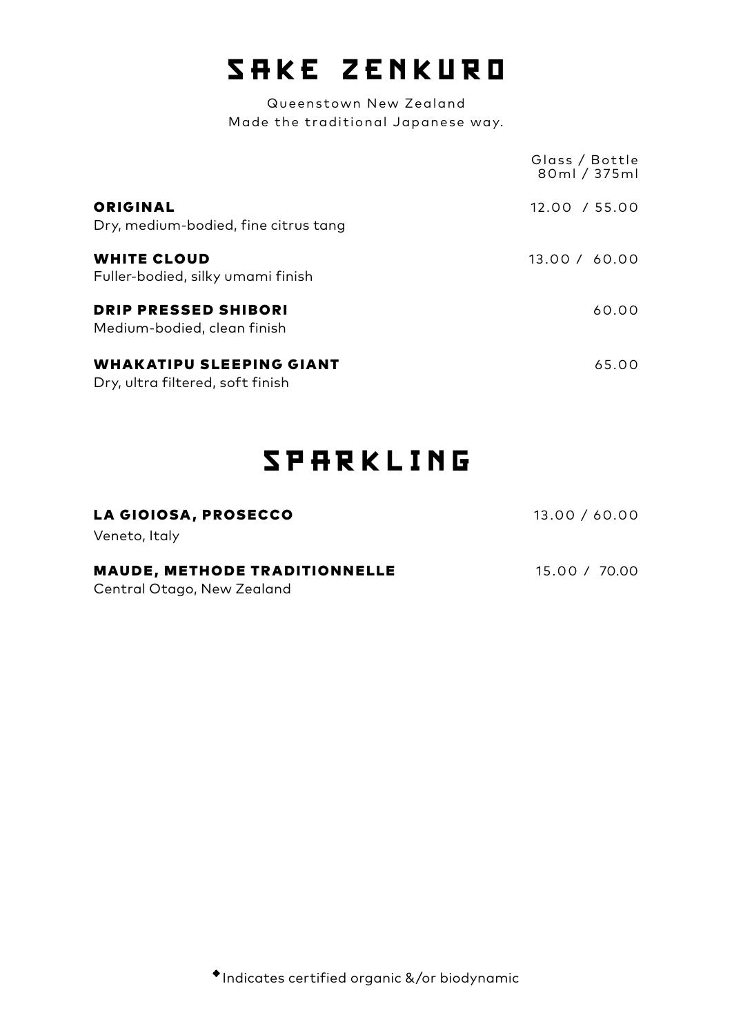# SAKE ZENKURO

Queenstown New Zealand
Made the traditional Japanese way.

| | Glass / Bottle<br>80ml / 375ml |
|---|---|
| **ORIGINAL**<br>Dry, medium-bodied, fine citrus tang | 12.00 / 55.00 |
| **WHITE CLOUD**<br>Fuller-bodied, silky umami finish | 13.00 / 60.00 |
| **DRIP PRESSED SHIBORI**<br>Medium-bodied, clean finish | 60.00 |
| **WHAKATIPU SLEEPING GIANT**<br>Dry, ultra filtered, soft finish | 65.00 |

# SPARKLING

| | |
|---|---|
| **LA GIOIOSA, PROSECCO**<br>Veneto, Italy | 13.00 / 60.00 |
| **MAUDE, METHODE TRADITIONNELLE**<br>Central Otago, New Zealand | 15.00 / 70.00 |

◆Indicates certified organic &/or biodynamic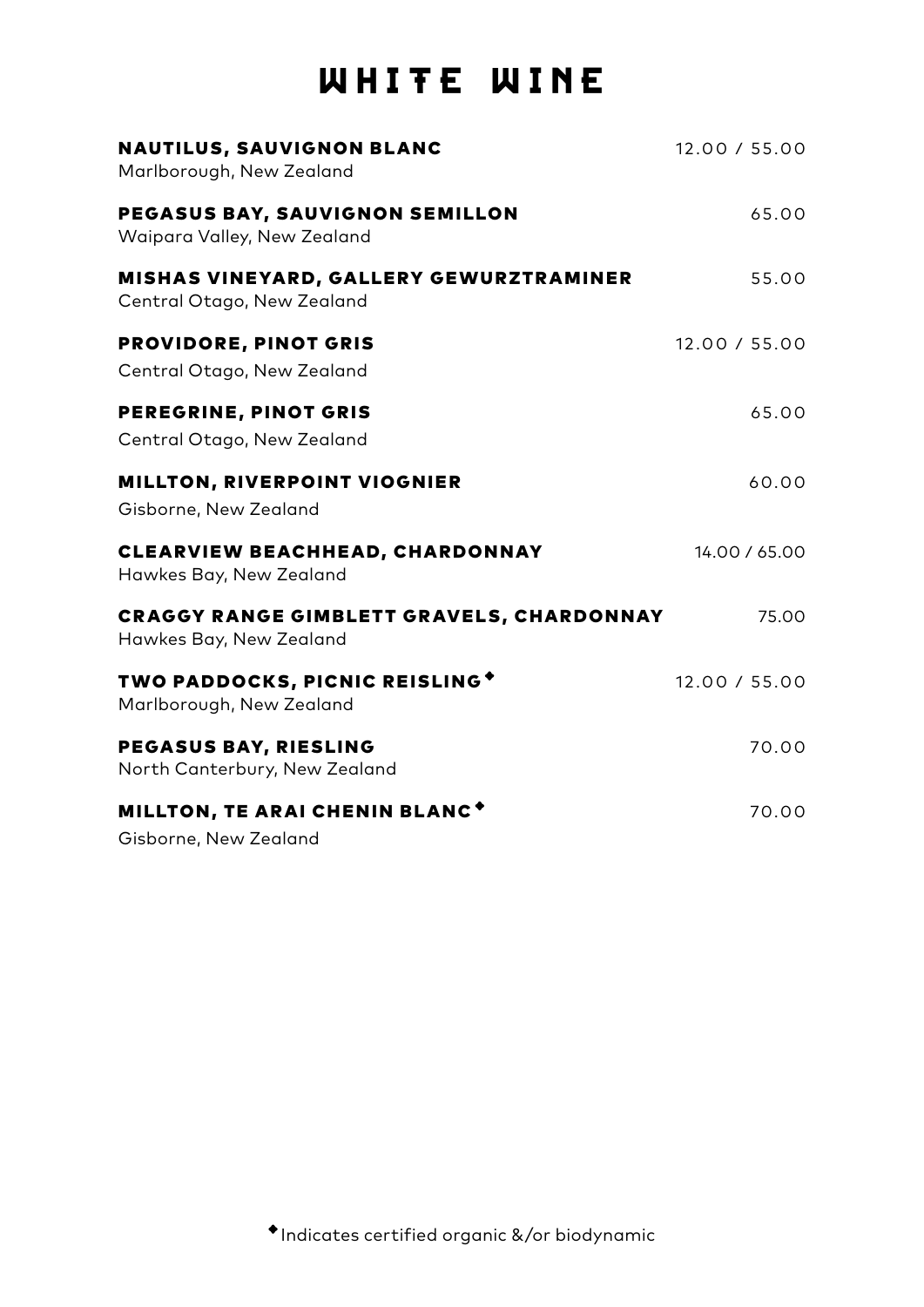# WHITE WINE

**NAUTILUS, SAUVIGNON BLANC** 12.00 / 55.00
Marlborough, New Zealand

**PEGASUS BAY, SAUVIGNON SEMILLON** 65.00
Waipara Valley, New Zealand

**MISHAS VINEYARD, GALLERY GEWURZTRAMINER** 55.00
Central Otago, New Zealand

**PROVIDORE, PINOT GRIS** 12.00 / 55.00
Central Otago, New Zealand

**PEREGRINE, PINOT GRIS** 65.00
Central Otago, New Zealand

**MILLTON, RIVERPOINT VIOGNIER** 60.00
Gisborne, New Zealand

**CLEARVIEW BEACHHEAD, CHARDONNAY** 14.00 / 65.00
Hawkes Bay, New Zealand

**CRAGGY RANGE GIMBLETT GRAVELS, CHARDONNAY** 75.00
Hawkes Bay, New Zealand

**TWO PADDOCKS, PICNIC REISLING**◆ 12.00 / 55.00
Marlborough, New Zealand

**PEGASUS BAY, RIESLING** 70.00
North Canterbury, New Zealand

**MILLTON, TE ARAI CHENIN BLANC**◆ 70.00
Gisborne, New Zealand

◆Indicates certified organic &/or biodynamic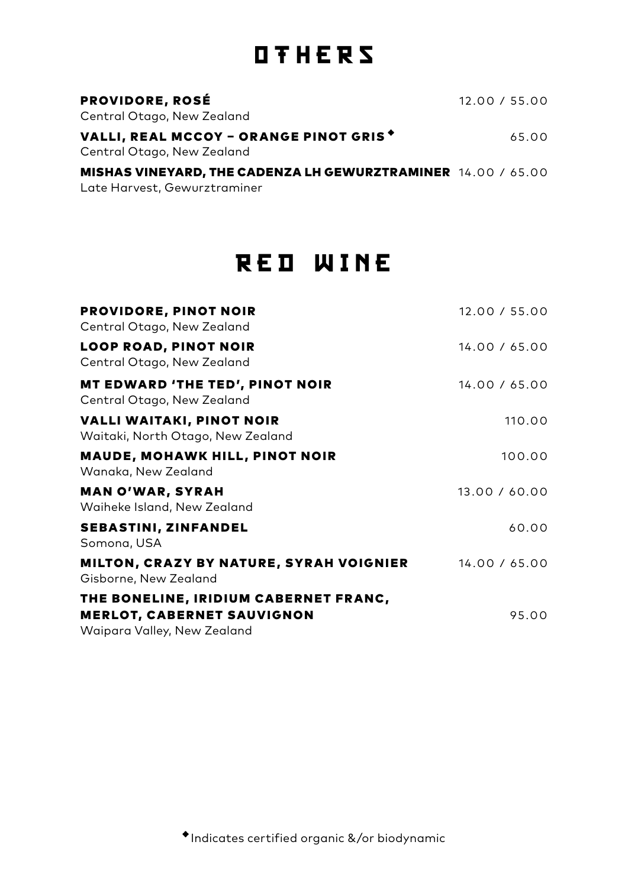# OTHERS

**PROVIDORE, ROSÉ** 12.00 / 55.00
Central Otago, New Zealand

**VALLI, REAL MCCOY – ORANGE PINOT GRIS◆** 65.00
Central Otago, New Zealand

**MISHAS VINEYARD, THE CADENZA LH GEWURZTRAMINER** 14.00 / 65.00
Late Harvest, Gewurztraminer

# RED WINE

**PROVIDORE, PINOT NOIR** 12.00 / 55.00
Central Otago, New Zealand

**LOOP ROAD, PINOT NOIR** 14.00 / 65.00
Central Otago, New Zealand

**MT EDWARD 'THE TED', PINOT NOIR** 14.00 / 65.00
Central Otago, New Zealand

**VALLI WAITAKI, PINOT NOIR** 110.00
Waitaki, North Otago, New Zealand

**MAUDE, MOHAWK HILL, PINOT NOIR** 100.00
Wanaka, New Zealand

**MAN O'WAR, SYRAH** 13.00 / 60.00
Waiheke Island, New Zealand

**SEBASTINI, ZINFANDEL** 60.00
Somona, USA

**MILTON, CRAZY BY NATURE, SYRAH VOIGNIER** 14.00 / 65.00
Gisborne, New Zealand

**THE BONELINE, IRIDIUM CABERNET FRANC, MERLOT, CABERNET SAUVIGNON** 95.00
Waipara Valley, New Zealand

◆Indicates certified organic &/or biodynamic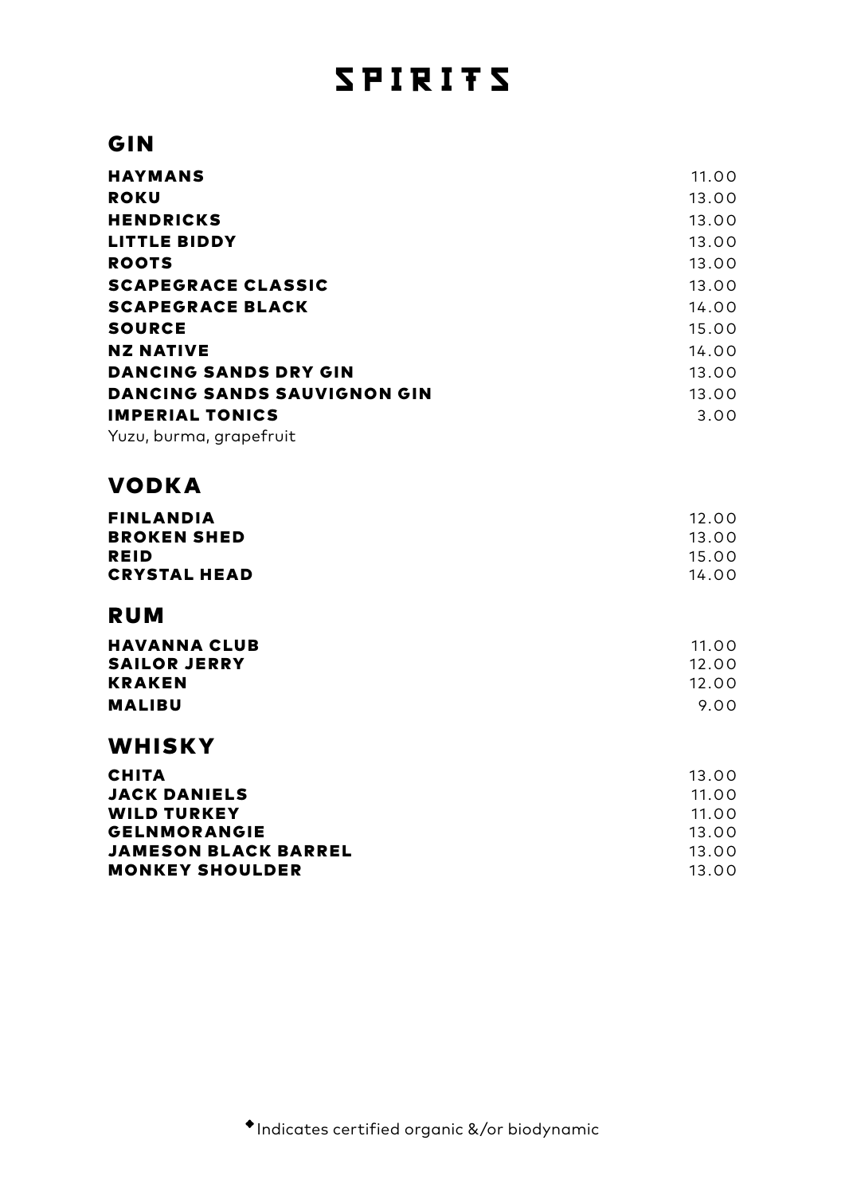# SPIRITS

## GIN

| | |
|---|---|
| **HAYMANS** | 11.00 |
| **ROKU** | 13.00 |
| **HENDRICKS** | 13.00 |
| **LITTLE BIDDY** | 13.00 |
| **ROOTS** | 13.00 |
| **SCAPEGRACE CLASSIC** | 13.00 |
| **SCAPEGRACE BLACK** | 14.00 |
| **SOURCE** | 15.00 |
| **NZ NATIVE** | 14.00 |
| **DANCING SANDS DRY GIN** | 13.00 |
| **DANCING SANDS SAUVIGNON GIN** | 13.00 |
| **IMPERIAL TONICS** | 3.00 |

Yuzu, burma, grapefruit

## VODKA

| | |
|---|---|
| **FINLANDIA** | 12.00 |
| **BROKEN SHED** | 13.00 |
| **REID** | 15.00 |
| **CRYSTAL HEAD** | 14.00 |

## RUM

| | |
|---|---|
| **HAVANNA CLUB** | 11.00 |
| **SAILOR JERRY** | 12.00 |
| **KRAKEN** | 12.00 |
| **MALIBU** | 9.00 |

## WHISKY

| | |
|---|---|
| **CHITA** | 13.00 |
| **JACK DANIELS** | 11.00 |
| **WILD TURKEY** | 11.00 |
| **GELNMORANGIE** | 13.00 |
| **JAMESON BLACK BARREL** | 13.00 |
| **MONKEY SHOULDER** | 13.00 |

◆Indicates certified organic &/or biodynamic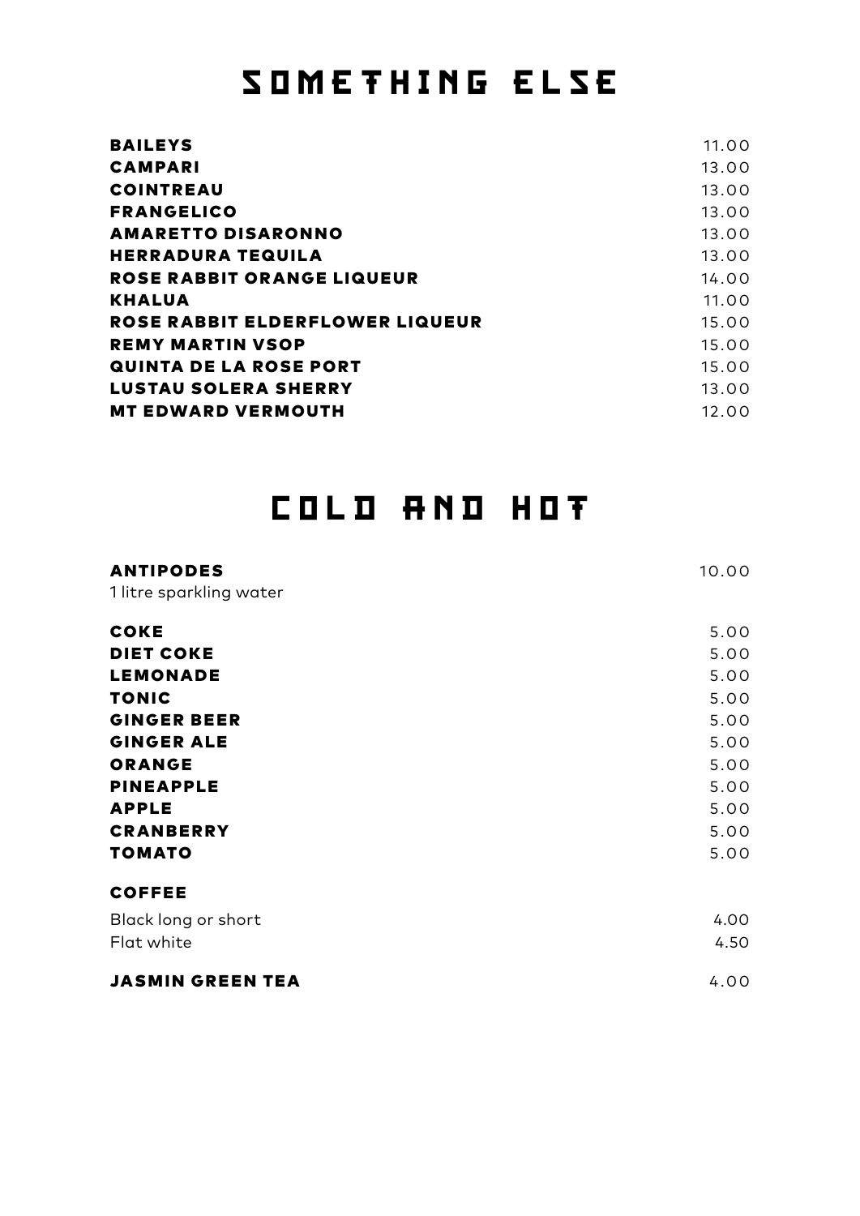# SOMETHING ELSE

| | |
|---|---|
| **BAILEYS** | 11.00 |
| **CAMPARI** | 13.00 |
| **COINTREAU** | 13.00 |
| **FRANGELICO** | 13.00 |
| **AMARETTO DISARONNO** | 13.00 |
| **HERRADURA TEQUILA** | 13.00 |
| **ROSE RABBIT ORANGE LIQUEUR** | 14.00 |
| **KHALUA** | 11.00 |
| **ROSE RABBIT ELDERFLOWER LIQUEUR** | 15.00 |
| **REMY MARTIN VSOP** | 15.00 |
| **QUINTA DE LA ROSE PORT** | 15.00 |
| **LUSTAU SOLERA SHERRY** | 13.00 |
| **MT EDWARD VERMOUTH** | 12.00 |

# COLD AND HOT

| | |
|---|---|
| **ANTIPODES**<br>1 litre sparkling water | 10.00 |
| **COKE** | 5.00 |
| **DIET COKE** | 5.00 |
| **LEMONADE** | 5.00 |
| **TONIC** | 5.00 |
| **GINGER BEER** | 5.00 |
| **GINGER ALE** | 5.00 |
| **ORANGE** | 5.00 |
| **PINEAPPLE** | 5.00 |
| **APPLE** | 5.00 |
| **CRANBERRY** | 5.00 |
| **TOMATO** | 5.00 |

**COFFEE**

| | |
|---|---|
| Black long or short | 4.00 |
| Flat white | 4.50 |

| | |
|---|---|
| **JASMIN GREEN TEA** | 4.00 |